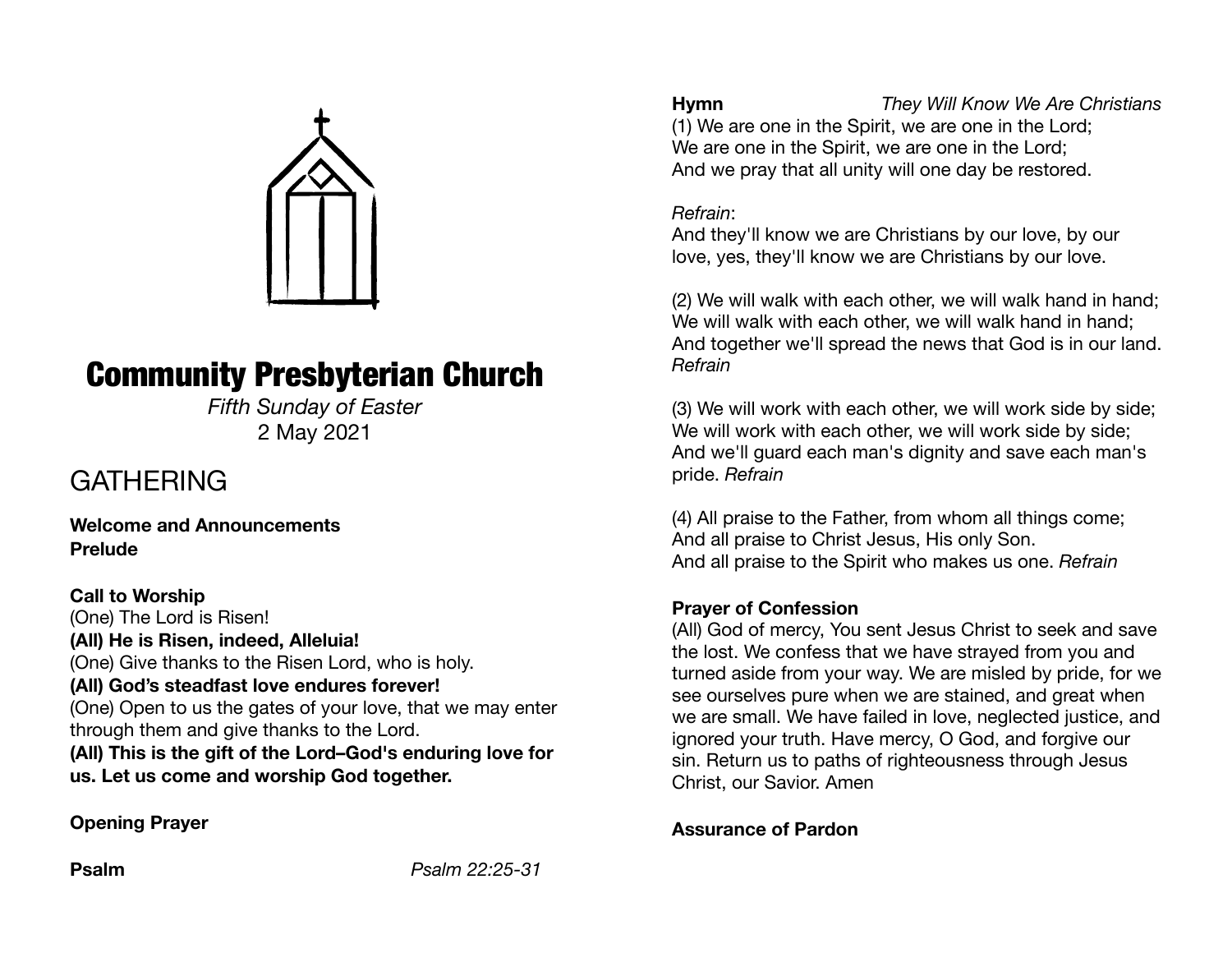# Community Presbyterian Church

*Fifth Sunday of Easter*
2 May 2021

## GATHERING

**Welcome and Announcements**
**Prelude**

**Call to Worship**
(One) The Lord is Risen!
**(All) He is Risen, indeed, Alleluia!**
(One) Give thanks to the Risen Lord, who is holy.
**(All) God's steadfast love endures forever!**
(One) Open to us the gates of your love, that we may enter through them and give thanks to the Lord.
**(All) This is the gift of the Lord–God's enduring love for us. Let us come and worship God together.**

**Opening Prayer**

**Psalm** *Psalm 22:25-31*

**Hymn** *They Will Know We Are Christians*

(1) We are one in the Spirit, we are one in the Lord;
We are one in the Spirit, we are one in the Lord;
And we pray that all unity will one day be restored.

*Refrain*:
And they'll know we are Christians by our love, by our love, yes, they'll know we are Christians by our love.

(2) We will walk with each other, we will walk hand in hand;
We will walk with each other, we will walk hand in hand;
And together we'll spread the news that God is in our land. *Refrain*

(3) We will work with each other, we will work side by side;
We will work with each other, we will work side by side;
And we'll guard each man's dignity and save each man's pride. *Refrain*

(4) All praise to the Father, from whom all things come;
And all praise to Christ Jesus, His only Son.
And all praise to the Spirit who makes us one. *Refrain*

**Prayer of Confession**
(All) God of mercy, You sent Jesus Christ to seek and save the lost. We confess that we have strayed from you and turned aside from your way. We are misled by pride, for we see ourselves pure when we are stained, and great when we are small. We have failed in love, neglected justice, and ignored your truth. Have mercy, O God, and forgive our sin. Return us to paths of righteousness through Jesus Christ, our Savior. Amen

**Assurance of Pardon**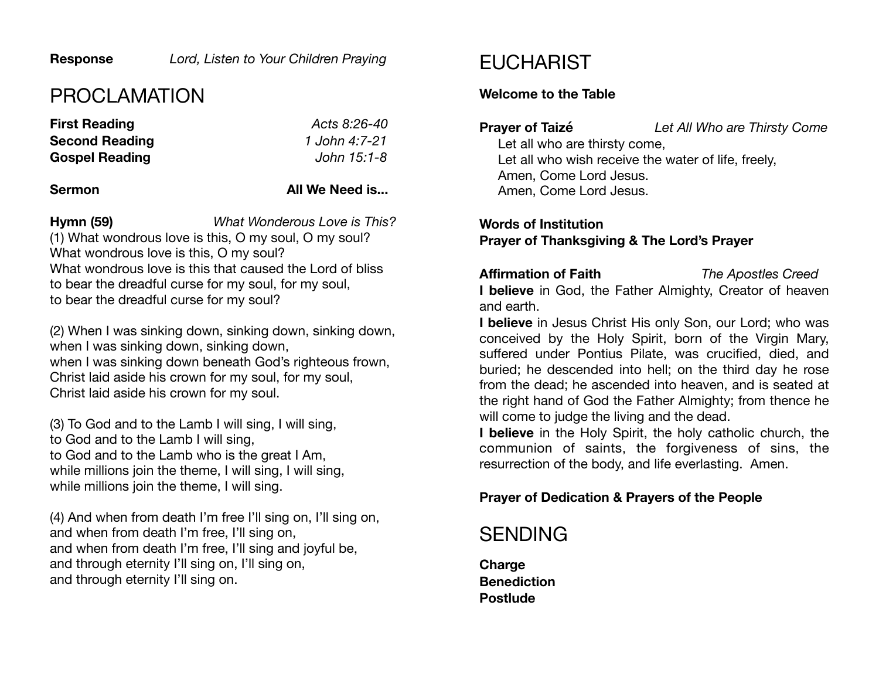**Response** *Lord, Listen to Your Children Praying*

# PROCLAMATION

**First Reading** *Acts 8:26-40*
**Second Reading** *1 John 4:7-21*
**Gospel Reading** *John 15:1-8*

**Sermon** **All We Need is...**

**Hymn (59)** *What Wonderous Love is This?*

(1) What wondrous love is this, O my soul, O my soul?
What wondrous love is this, O my soul?
What wondrous love is this that caused the Lord of bliss
to bear the dreadful curse for my soul, for my soul,
to bear the dreadful curse for my soul?

(2) When I was sinking down, sinking down, sinking down,
when I was sinking down, sinking down,
when I was sinking down beneath God's righteous frown,
Christ laid aside his crown for my soul, for my soul,
Christ laid aside his crown for my soul.

(3) To God and to the Lamb I will sing, I will sing,
to God and to the Lamb I will sing,
to God and to the Lamb who is the great I Am,
while millions join the theme, I will sing, I will sing,
while millions join the theme, I will sing.

(4) And when from death I'm free I'll sing on, I'll sing on,
and when from death I'm free, I'll sing on,
and when from death I'm free, I'll sing and joyful be,
and through eternity I'll sing on, I'll sing on,
and through eternity I'll sing on.

# EUCHARIST

**Welcome to the Table**

**Prayer of Taizé** *Let All Who are Thirsty Come*

Let all who are thirsty come,
Let all who wish receive the water of life, freely,
Amen, Come Lord Jesus.
Amen, Come Lord Jesus.

**Words of Institution**
**Prayer of Thanksgiving & The Lord's Prayer**

**Affirmation of Faith** *The Apostles Creed*

**I believe** in God, the Father Almighty, Creator of heaven and earth.
**I believe** in Jesus Christ His only Son, our Lord; who was conceived by the Holy Spirit, born of the Virgin Mary, suffered under Pontius Pilate, was crucified, died, and buried; he descended into hell; on the third day he rose from the dead; he ascended into heaven, and is seated at the right hand of God the Father Almighty; from thence he will come to judge the living and the dead.
**I believe** in the Holy Spirit, the holy catholic church, the communion of saints, the forgiveness of sins, the resurrection of the body, and life everlasting. Amen.

**Prayer of Dedication & Prayers of the People**

# SENDING

**Charge**
**Benediction**
**Postlude**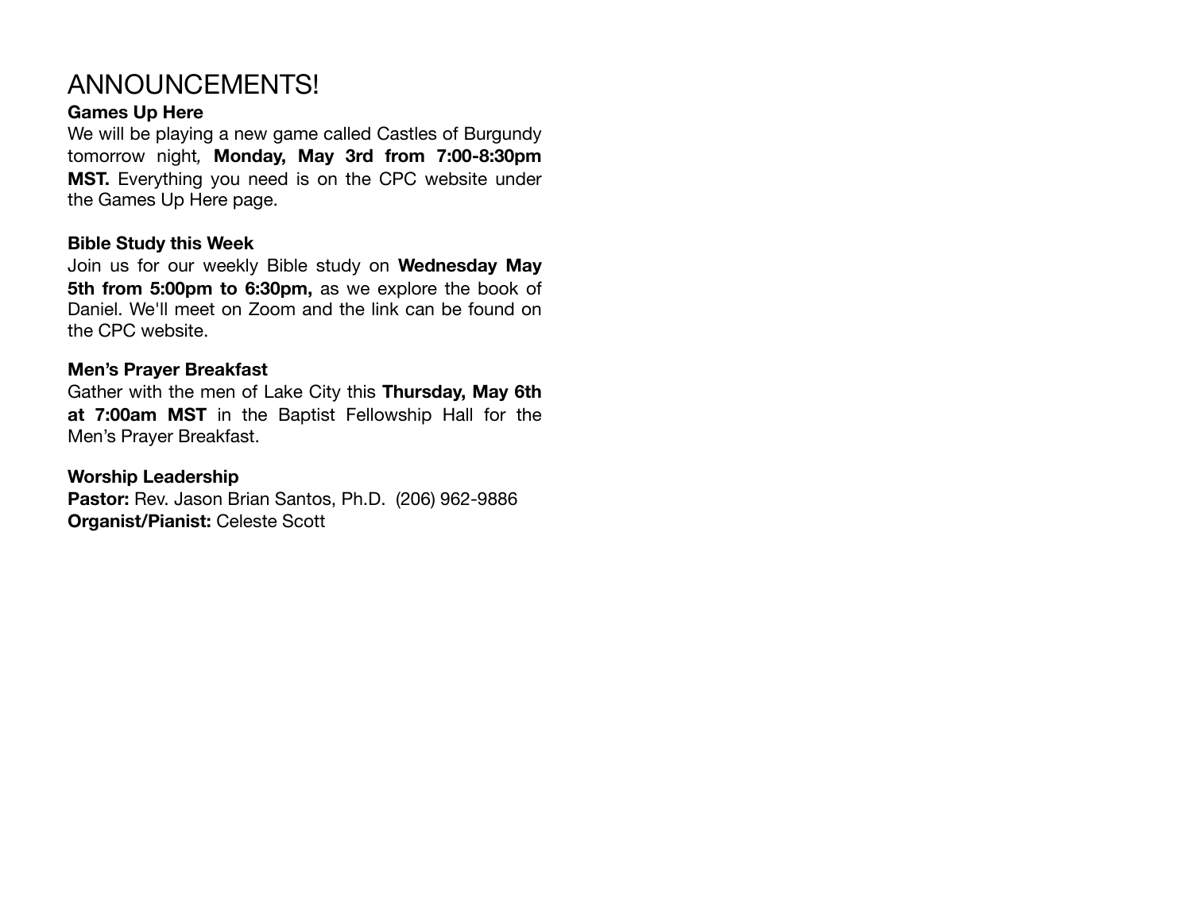# ANNOUNCEMENTS!

**Games Up Here**

We will be playing a new game called Castles of Burgundy tomorrow night, **Monday, May 3rd from 7:00-8:30pm MST.** Everything you need is on the CPC website under the Games Up Here page.

**Bible Study this Week**

Join us for our weekly Bible study on **Wednesday May 5th from 5:00pm to 6:30pm,** as we explore the book of Daniel. We'll meet on Zoom and the link can be found on the CPC website.

**Men's Prayer Breakfast**

Gather with the men of Lake City this **Thursday, May 6th at 7:00am MST** in the Baptist Fellowship Hall for the Men's Prayer Breakfast.

**Worship Leadership**

**Pastor:** Rev. Jason Brian Santos, Ph.D. (206) 962-9886
**Organist/Pianist:** Celeste Scott